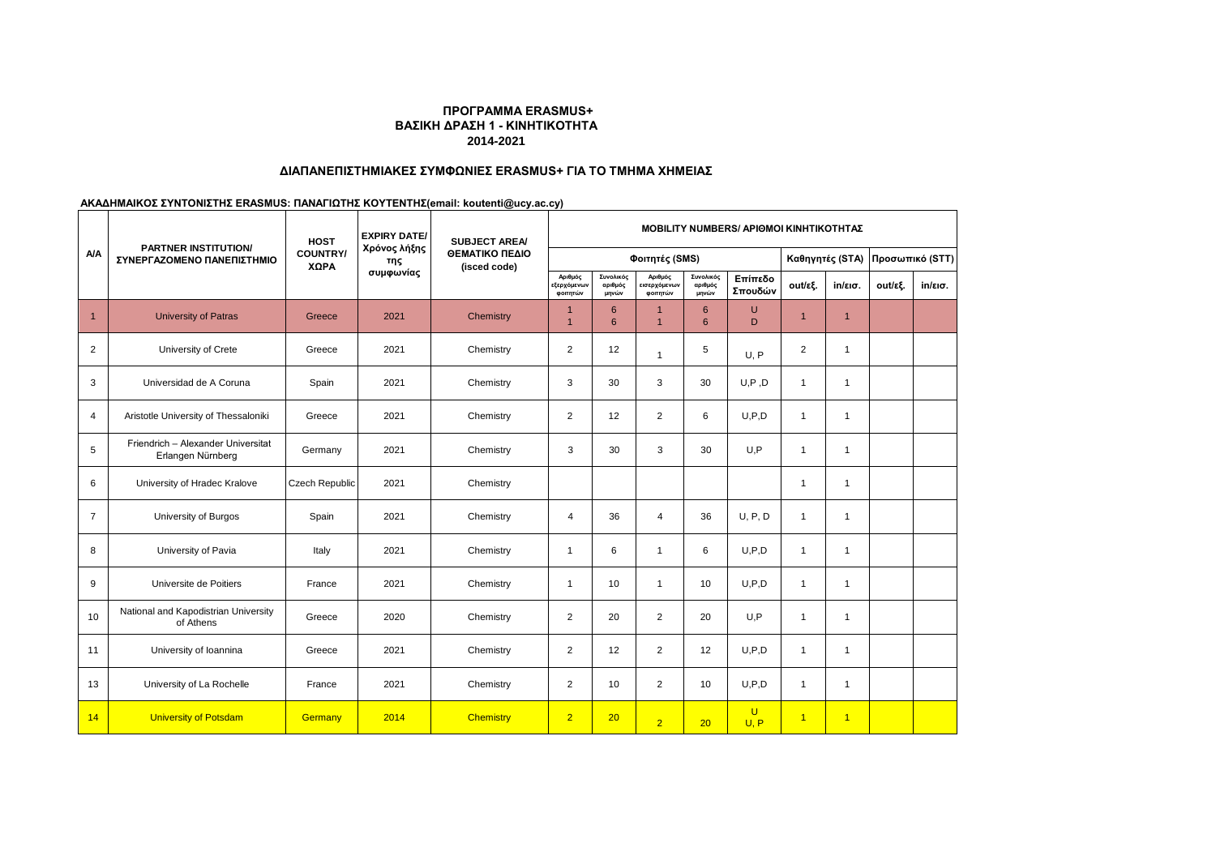# ΠΡΟΓΡΑΜΜΑ ERASMUS+
## ΒΑΣΙΚΗ ΔΡΑΣΗ 1 - ΚΙΝΗΤΙΚΟΤΗΤΑ
## 2014-2021

## ΔΙΑΠΑΝΕΠΙΣΤΗΜΙΑΚΕΣ ΣΥΜΦΩΝΙΕΣ ERASMUS+ ΓΙΑ ΤΟ ΤΜΗΜΑ ΧΗΜΕΙΑΣ

**ΑΚΑΔΗΜΑΙΚΟΣ ΣΥΝΤΟΝΙΣΤΗΣ ERASMUS: ΠΑΝΑΓΙΩΤΗΣ ΚΟΥΤΕΝΤΗΣ(email: koutenti@ucy.ac.cy)**

| Α/Α | PARTNER INSTITUTION/ ΣΥΝΕΡΓΑΖΟΜΕΝΟ ΠΑΝΕΠΙΣΤΗΜΙΟ | HOST COUNTRY/ ΧΩΡΑ | EXPIRY DATE/ Χρόνος λήξης της συμφωνίας | SUBJECT AREA/ ΘΕΜΑΤΙΚΟ ΠΕΔΙΟ (isced code) | MOBILITY NUMBERS/ ΑΡΙΘΜΟΙ ΚΙΝΗΤΙΚΟΤΗΤΑΣ | | | | | | | | |
|---|---|---|---|---|---|---|---|---|---|---|---|---|---|
| | | | | | Φοιτητές (SMS) | | | | | Καθηγητές (STA) | | Προσωπικό (STT) | |
| | | | | | Αριθμός εξερχόμενων φοιτητών | Συνολικός αριθμός μηνών | Αριθμός εισερχόμενων φοιτητών | Συνολικός αριθμός μηνών | Επίπεδο Σπουδών | out/εξ. | in/εισ. | out/εξ. | in/εισ. |
| 1 | University of Patras | Greece | 2021 | Chemistry | 1<br>1 | 6<br>6 | 1<br>1 | 6<br>6 | U<br>D | 1 | 1 | | |
| 2 | University of Crete | Greece | 2021 | Chemistry | 2 | 12 | 1 | 5 | U, P | 2 | 1 | | |
| 3 | Universidad de A Coruna | Spain | 2021 | Chemistry | 3 | 30 | 3 | 30 | U,P ,D | 1 | 1 | | |
| 4 | Aristotle University of Thessaloniki | Greece | 2021 | Chemistry | 2 | 12 | 2 | 6 | U,P,D | 1 | 1 | | |
| 5 | Friendrich – Alexander Universitat Erlangen Nürnberg | Germany | 2021 | Chemistry | 3 | 30 | 3 | 30 | U,P | 1 | 1 | | |
| 6 | University of Hradec Kralove | Czech Republic | 2021 | Chemistry | | | | | | 1 | 1 | | |
| 7 | University of Burgos | Spain | 2021 | Chemistry | 4 | 36 | 4 | 36 | U, P, D | 1 | 1 | | |
| 8 | University of Pavia | Italy | 2021 | Chemistry | 1 | 6 | 1 | 6 | U,P,D | 1 | 1 | | |
| 9 | Universite de Poitiers | France | 2021 | Chemistry | 1 | 10 | 1 | 10 | U,P,D | 1 | 1 | | |
| 10 | National and Kapodistrian University of Athens | Greece | 2020 | Chemistry | 2 | 20 | 2 | 20 | U,P | 1 | 1 | | |
| 11 | University of Ioannina | Greece | 2021 | Chemistry | 2 | 12 | 2 | 12 | U,P,D | 1 | 1 | | |
| 13 | University of La Rochelle | France | 2021 | Chemistry | 2 | 10 | 2 | 10 | U,P,D | 1 | 1 | | |
| 14 | University of Potsdam | Germany | 2014 | Chemistry | 2 | 20 | 2 | 20 | U<br>U, P | 1 | 1 | | |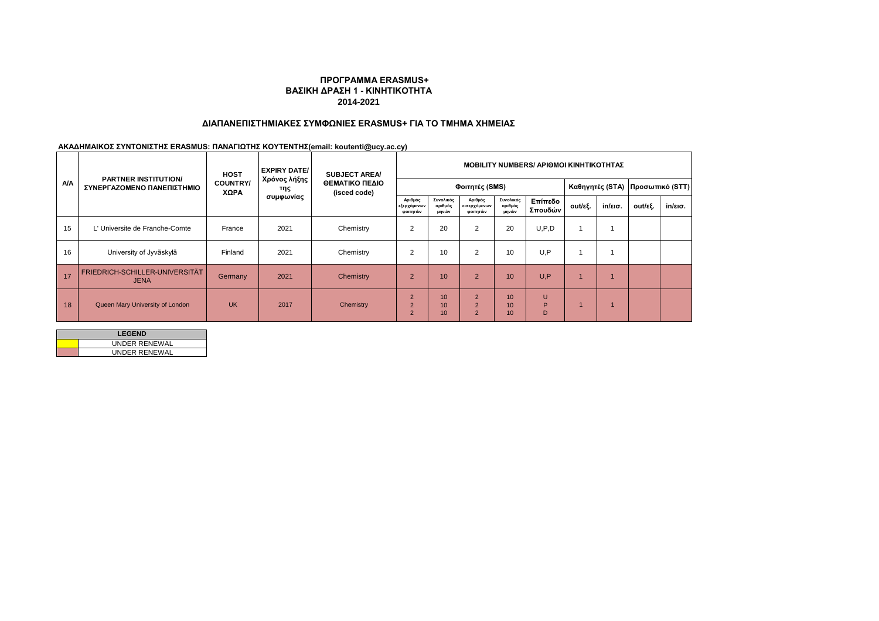## ΠΡΟΓΡΑΜΜΑ ERASMUS+
## ΒΑΣΙΚΗ ΔΡΑΣΗ 1 - ΚΙΝΗΤΙΚΟΤΗΤΑ
## 2014-2021

### ΔΙΑΠΑΝΕΠΙΣΤΗΜΙΑΚΕΣ ΣΥΜΦΩΝΙΕΣ ERASMUS+ ΓΙΑ ΤΟ ΤΜΗΜΑ ΧΗΜΕΙΑΣ

**ΑΚΑΔΗΜΑΙΚΟΣ ΣΥΝΤΟΝΙΣΤΗΣ ERASMUS: ΠΑΝΑΓΙΩΤΗΣ ΚΟΥΤΕΝΤΗΣ(email: koutenti@ucy.ac.cy)**

| A/A | PARTNER INSTITUTION/ ΣΥΝΕΡΓΑΖΟΜΕΝΟ ΠΑΝΕΠΙΣΤΗΜΙΟ | HOST COUNTRY/ ΧΩΡΑ | EXPIRY DATE/ Χρόνος λήξης της συμφωνίας | SUBJECT AREA/ ΘΕΜΑΤΙΚΟ ΠΕΔΙΟ (isced code) | MOBILITY NUMBERS/ ΑΡΙΘΜΟΙ ΚΙΝΗΤΙΚΟΤΗΤΑΣ | | | | | | | | |
|---|---|---|---|---|---|---|---|---|---|---|---|---|---|
| | | | | | Φοιτητές (SMS) | | | | | Καθηγητές (STA) | | Προσωπικό (STT) | |
| | | | | | Αριθμός εξερχόμενων φοιτητών | Συνολικός αριθμός μηνών | Αριθμός εισερχόμενων φοιτητών | Συνολικός αριθμός μηνών | Επίπεδο Σπουδών | out/εξ. | in/εισ. | out/εξ. | in/εισ. |
| 15 | L' Universite de Franche-Comte | France | 2021 | Chemistry | 2 | 20 | 2 | 20 | U,P,D | 1 | 1 | | |
| 16 | University of Jyväskylä | Finland | 2021 | Chemistry | 2 | 10 | 2 | 10 | U,P | 1 | 1 | | |
| 17 | FRIEDRICH-SCHILLER-UNIVERSITÄT JENA | Germany | 2021 | Chemistry | 2 | 10 | 2 | 10 | U,P | 1 | 1 | | |
| 18 | Queen Mary University of London | UK | 2017 | Chemistry | 2<br>2<br>2 | 10<br>10<br>10 | 2<br>2<br>2 | 10<br>10<br>10 | U<br>P<br>D | 1 | 1 | | |

| LEGEND | |
|---|---|
| | UNDER RENEWAL |
| | UNDER RENEWAL |